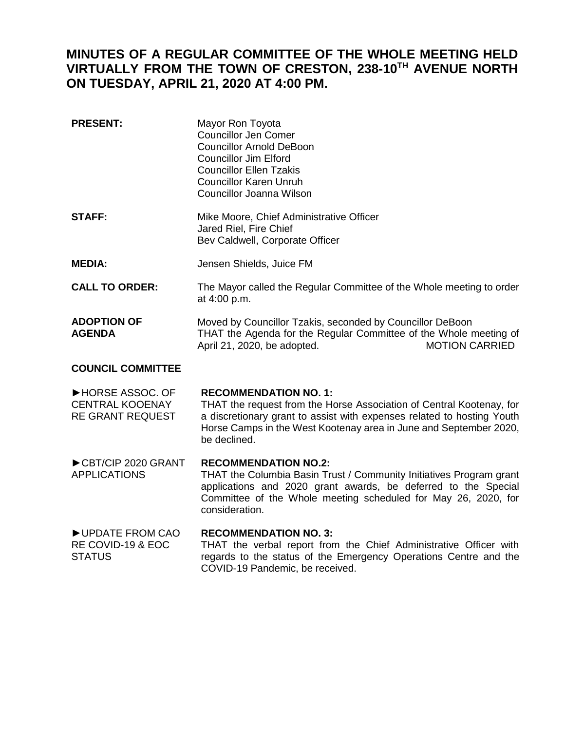# MINUTES OF A REGULAR COMMITTEE OF THE WHOLE MEETING HELD VIRTUALLY FROM THE TOWN OF CRESTON, 238-10TH AVENUE NORTH ON TUESDAY, APRIL 21, 2020 AT 4:00 PM.

**PRESENT:**
Mayor Ron Toyota
Councillor Jen Comer
Councillor Arnold DeBoon
Councillor Jim Elford
Councillor Ellen Tzakis
Councillor Karen Unruh
Councillor Joanna Wilson

**STAFF:**
Mike Moore, Chief Administrative Officer
Jared Riel, Fire Chief
Bev Caldwell, Corporate Officer

**MEDIA:**
Jensen Shields, Juice FM

**CALL TO ORDER:**
The Mayor called the Regular Committee of the Whole meeting to order at 4:00 p.m.

**ADOPTION OF AGENDA**
Moved by Councillor Tzakis, seconded by Councillor DeBoon
THAT the Agenda for the Regular Committee of the Whole meeting of April 21, 2020, be adopted. MOTION CARRIED

## COUNCIL COMMITTEE

►HORSE ASSOC. OF CENTRAL KOOENAY RE GRANT REQUEST

**RECOMMENDATION NO. 1:**
THAT the request from the Horse Association of Central Kootenay, for a discretionary grant to assist with expenses related to hosting Youth Horse Camps in the West Kootenay area in June and September 2020, be declined.

►CBT/CIP 2020 GRANT APPLICATIONS

**RECOMMENDATION NO.2:**
THAT the Columbia Basin Trust / Community Initiatives Program grant applications and 2020 grant awards, be deferred to the Special Committee of the Whole meeting scheduled for May 26, 2020, for consideration.

►UPDATE FROM CAO RE COVID-19 & EOC STATUS

**RECOMMENDATION NO. 3:**
THAT the verbal report from the Chief Administrative Officer with regards to the status of the Emergency Operations Centre and the COVID-19 Pandemic, be received.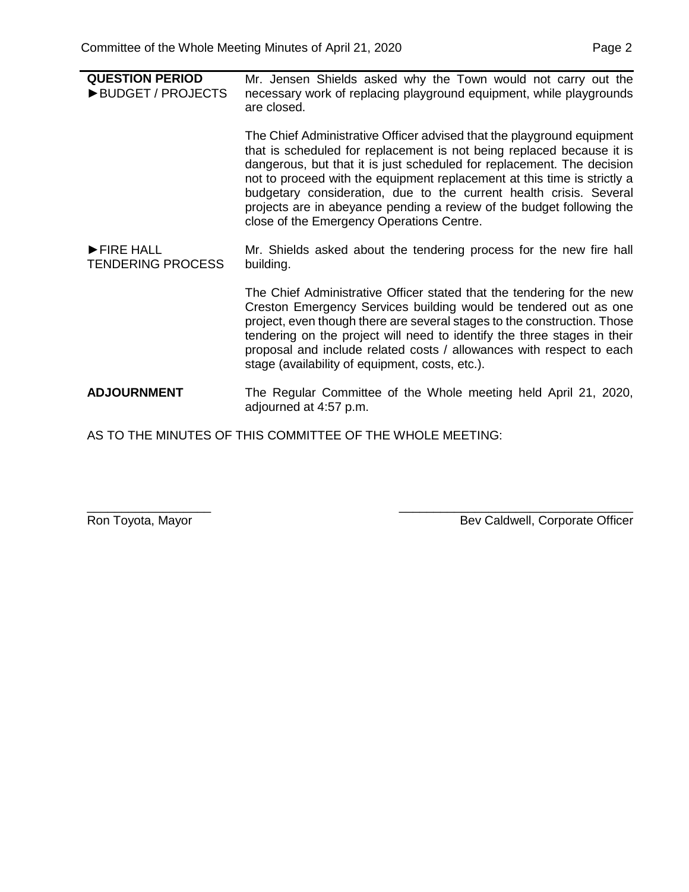**QUESTION PERIOD**

►BUDGET / PROJECTS

Mr. Jensen Shields asked why the Town would not carry out the necessary work of replacing playground equipment, while playgrounds are closed.

The Chief Administrative Officer advised that the playground equipment that is scheduled for replacement is not being replaced because it is dangerous, but that it is just scheduled for replacement. The decision not to proceed with the equipment replacement at this time is strictly a budgetary consideration, due to the current health crisis. Several projects are in abeyance pending a review of the budget following the close of the Emergency Operations Centre.

►FIRE HALL TENDERING PROCESS

Mr. Shields asked about the tendering process for the new fire hall building.

The Chief Administrative Officer stated that the tendering for the new Creston Emergency Services building would be tendered out as one project, even though there are several stages to the construction. Those tendering on the project will need to identify the three stages in their proposal and include related costs / allowances with respect to each stage (availability of equipment, costs, etc.).

**ADJOURNMENT**

The Regular Committee of the Whole meeting held April 21, 2020, adjourned at 4:57 p.m.

AS TO THE MINUTES OF THIS COMMITTEE OF THE WHOLE MEETING:

\_\_\_\_\_\_\_\_\_\_\_\_\_\_\_\_\_\_\_\_
Ron Toyota, Mayor

\_\_\_\_\_\_\_\_\_\_\_\_\_\_\_\_\_\_\_\_
Bev Caldwell, Corporate Officer